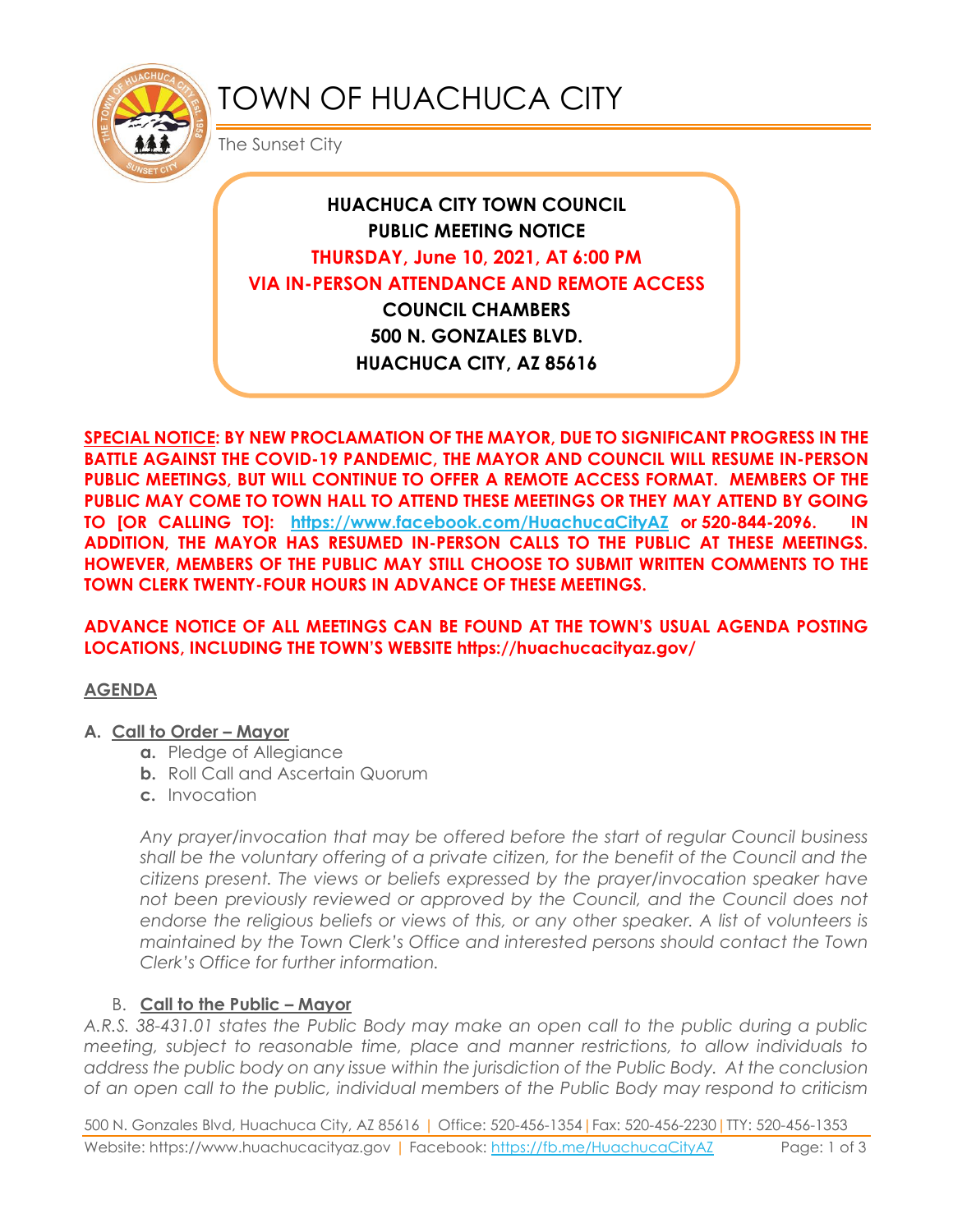# TOWN OF HUACHUCA CITY

The Sunset City

**HUACHUCA CITY TOWN COUNCIL**
**PUBLIC MEETING NOTICE**
**THURSDAY, June 10, 2021, AT 6:00 PM**
**VIA IN-PERSON ATTENDANCE AND REMOTE ACCESS**
**COUNCIL CHAMBERS**
**500 N. GONZALES BLVD.**
**HUACHUCA CITY, AZ 85616**

**SPECIAL NOTICE: BY NEW PROCLAMATION OF THE MAYOR, DUE TO SIGNIFICANT PROGRESS IN THE BATTLE AGAINST THE COVID-19 PANDEMIC, THE MAYOR AND COUNCIL WILL RESUME IN-PERSON PUBLIC MEETINGS, BUT WILL CONTINUE TO OFFER A REMOTE ACCESS FORMAT. MEMBERS OF THE PUBLIC MAY COME TO TOWN HALL TO ATTEND THESE MEETINGS OR THEY MAY ATTEND BY GOING TO [OR CALLING TO]: https://www.facebook.com/HuachucaCityAZ or 520-844-2096. IN ADDITION, THE MAYOR HAS RESUMED IN-PERSON CALLS TO THE PUBLIC AT THESE MEETINGS. HOWEVER, MEMBERS OF THE PUBLIC MAY STILL CHOOSE TO SUBMIT WRITTEN COMMENTS TO THE TOWN CLERK TWENTY-FOUR HOURS IN ADVANCE OF THESE MEETINGS.**

**ADVANCE NOTICE OF ALL MEETINGS CAN BE FOUND AT THE TOWN'S USUAL AGENDA POSTING LOCATIONS, INCLUDING THE TOWN'S WEBSITE https://huachucacityaz.gov/**

## AGENDA

**A. Call to Order – Mayor**

- **a.** Pledge of Allegiance
- **b.** Roll Call and Ascertain Quorum
- **c.** Invocation

*Any prayer/invocation that may be offered before the start of regular Council business shall be the voluntary offering of a private citizen, for the benefit of the Council and the citizens present. The views or beliefs expressed by the prayer/invocation speaker have not been previously reviewed or approved by the Council, and the Council does not endorse the religious beliefs or views of this, or any other speaker. A list of volunteers is maintained by the Town Clerk's Office and interested persons should contact the Town Clerk's Office for further information.*

**B. Call to the Public – Mayor**

*A.R.S. 38-431.01 states the Public Body may make an open call to the public during a public meeting, subject to reasonable time, place and manner restrictions, to allow individuals to address the public body on any issue within the jurisdiction of the Public Body. At the conclusion of an open call to the public, individual members of the Public Body may respond to criticism*

500 N. Gonzales Blvd, Huachuca City, AZ 85616 | Office: 520-456-1354 | Fax: 520-456-2230 | TTY: 520-456-1353
Website: https://www.huachucacityaz.gov | Facebook: https://fb.me/HuachucaCityAZ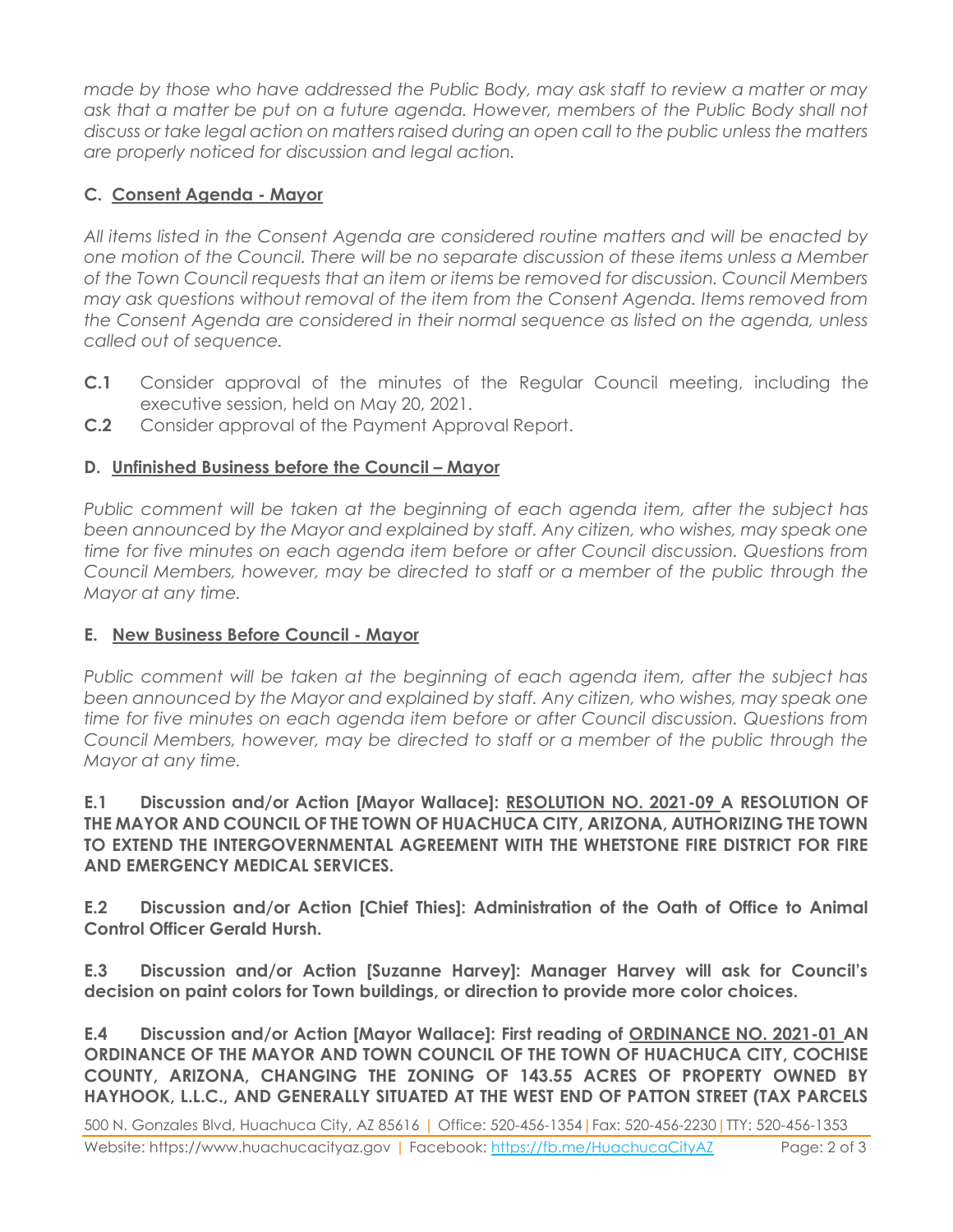*made by those who have addressed the Public Body, may ask staff to review a matter or may ask that a matter be put on a future agenda. However, members of the Public Body shall not discuss or take legal action on matters raised during an open call to the public unless the matters are properly noticed for discussion and legal action.*

### C. Consent Agenda - Mayor

*All items listed in the Consent Agenda are considered routine matters and will be enacted by one motion of the Council. There will be no separate discussion of these items unless a Member of the Town Council requests that an item or items be removed for discussion. Council Members may ask questions without removal of the item from the Consent Agenda. Items removed from the Consent Agenda are considered in their normal sequence as listed on the agenda, unless called out of sequence.*

**C.1** Consider approval of the minutes of the Regular Council meeting, including the executive session, held on May 20, 2021.

**C.2** Consider approval of the Payment Approval Report.

### D. Unfinished Business before the Council – Mayor

*Public comment will be taken at the beginning of each agenda item, after the subject has been announced by the Mayor and explained by staff. Any citizen, who wishes, may speak one time for five minutes on each agenda item before or after Council discussion. Questions from Council Members, however, may be directed to staff or a member of the public through the Mayor at any time.*

### E. New Business Before Council - Mayor

*Public comment will be taken at the beginning of each agenda item, after the subject has been announced by the Mayor and explained by staff. Any citizen, who wishes, may speak one time for five minutes on each agenda item before or after Council discussion. Questions from Council Members, however, may be directed to staff or a member of the public through the Mayor at any time.*

**E.1 Discussion and/or Action [Mayor Wallace]: RESOLUTION NO. 2021-09 A RESOLUTION OF THE MAYOR AND COUNCIL OF THE TOWN OF HUACHUCA CITY, ARIZONA, AUTHORIZING THE TOWN TO EXTEND THE INTERGOVERNMENTAL AGREEMENT WITH THE WHETSTONE FIRE DISTRICT FOR FIRE AND EMERGENCY MEDICAL SERVICES.**

**E.2 Discussion and/or Action [Chief Thies]: Administration of the Oath of Office to Animal Control Officer Gerald Hursh.**

**E.3 Discussion and/or Action [Suzanne Harvey]: Manager Harvey will ask for Council's decision on paint colors for Town buildings, or direction to provide more color choices.**

**E.4 Discussion and/or Action [Mayor Wallace]: First reading of ORDINANCE NO. 2021-01 AN ORDINANCE OF THE MAYOR AND TOWN COUNCIL OF THE TOWN OF HUACHUCA CITY, COCHISE COUNTY, ARIZONA, CHANGING THE ZONING OF 143.55 ACRES OF PROPERTY OWNED BY HAYHOOK, L.L.C., AND GENERALLY SITUATED AT THE WEST END OF PATTON STREET (TAX PARCELS**

500 N. Gonzales Blvd, Huachuca City, AZ 85616 | Office: 520-456-1354 | Fax: 520-456-2230 | TTY: 520-456-1353
Website: https://www.huachucacityaz.gov | Facebook: https://fb.me/HuachucaCityAZ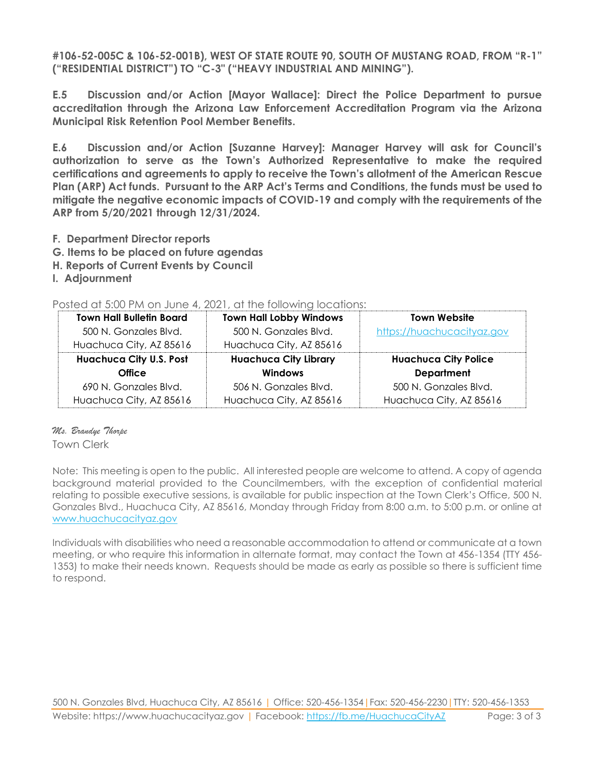**#106-52-005C & 106-52-001B), WEST OF STATE ROUTE 90, SOUTH OF MUSTANG ROAD, FROM "R-1" ("RESIDENTIAL DISTRICT") TO "C-3" ("HEAVY INDUSTRIAL AND MINING").**

**E.5 Discussion and/or Action [Mayor Wallace]: Direct the Police Department to pursue accreditation through the Arizona Law Enforcement Accreditation Program via the Arizona Municipal Risk Retention Pool Member Benefits.**

**E.6 Discussion and/or Action [Suzanne Harvey]: Manager Harvey will ask for Council's authorization to serve as the Town's Authorized Representative to make the required certifications and agreements to apply to receive the Town's allotment of the American Rescue Plan (ARP) Act funds. Pursuant to the ARP Act's Terms and Conditions, the funds must be used to mitigate the negative economic impacts of COVID-19 and comply with the requirements of the ARP from 5/20/2021 through 12/31/2024.**

**F. Department Director reports**
**G. Items to be placed on future agendas**
**H. Reports of Current Events by Council**
**I. Adjournment**

Posted at 5:00 PM on June 4, 2021, at the following locations:

| | | |
|---|---|---|
| **Town Hall Bulletin Board**<br>500 N. Gonzales Blvd.<br>Huachuca City, AZ 85616 | **Town Hall Lobby Windows**<br>500 N. Gonzales Blvd.<br>Huachuca City, AZ 85616 | **Town Website**<br>https://huachucacityaz.gov |
| **Huachuca City U.S. Post Office**<br>690 N. Gonzales Blvd.<br>Huachuca City, AZ 85616 | **Huachuca City Library Windows**<br>506 N. Gonzales Blvd.<br>Huachuca City, AZ 85616 | **Huachuca City Police Department**<br>500 N. Gonzales Blvd.<br>Huachuca City, AZ 85616 |

*Ms. Brandye Thorpe*
Town Clerk

Note: This meeting is open to the public. All interested people are welcome to attend. A copy of agenda background material provided to the Councilmembers, with the exception of confidential material relating to possible executive sessions, is available for public inspection at the Town Clerk's Office, 500 N. Gonzales Blvd., Huachuca City, AZ 85616, Monday through Friday from 8:00 a.m. to 5:00 p.m. or online at www.huachucacityaz.gov

Individuals with disabilities who need a reasonable accommodation to attend or communicate at a town meeting, or who require this information in alternate format, may contact the Town at 456-1354 (TTY 456-1353) to make their needs known. Requests should be made as early as possible so there is sufficient time to respond.